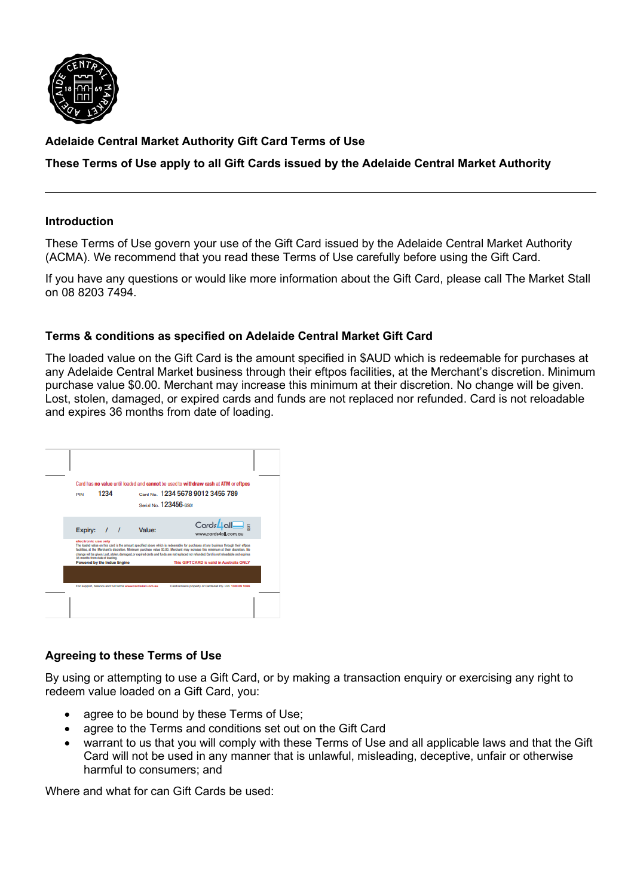**Adelaide Central Market Authority Gift Card Terms of Use**

**These Terms of Use apply to all Gift Cards issued by the Adelaide Central Market Authority**

---

## Introduction

These Terms of Use govern your use of the Gift Card issued by the Adelaide Central Market Authority (ACMA). We recommend that you read these Terms of Use carefully before using the Gift Card.

If you have any questions or would like more information about the Gift Card, please call The Market Stall on 08 8203 7494.

## Terms & conditions as specified on Adelaide Central Market Gift Card

The loaded value on the Gift Card is the amount specified in $AUD which is redeemable for purchases at any Adelaide Central Market business through their eftpos facilities, at the Merchant's discretion. Minimum purchase value $0.00. Merchant may increase this minimum at their discretion. No change will be given. Lost, stolen, damaged, or expired cards and funds are not replaced nor refunded. Card is not reloadable and expires 36 months from date of loading.

## Agreeing to these Terms of Use

By using or attempting to use a Gift Card, or by making a transaction enquiry or exercising any right to redeem value loaded on a Gift Card, you:

- agree to be bound by these Terms of Use;
- agree to the Terms and conditions set out on the Gift Card
- warrant to us that you will comply with these Terms of Use and all applicable laws and that the Gift Card will not be used in any manner that is unlawful, misleading, deceptive, unfair or otherwise harmful to consumers; and

Where and what for can Gift Cards be used: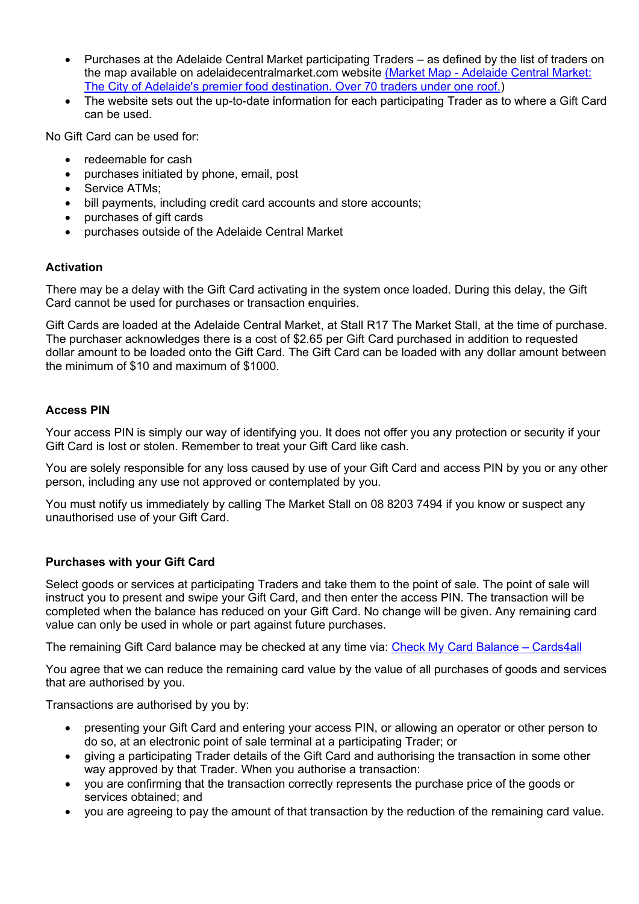- Purchases at the Adelaide Central Market participating Traders – as defined by the list of traders on the map available on adelaidecentralmarket.com website (Market Map - Adelaide Central Market: The City of Adelaide's premier food destination. Over 70 traders under one roof.)
- The website sets out the up-to-date information for each participating Trader as to where a Gift Card can be used.

No Gift Card can be used for:

- redeemable for cash
- purchases initiated by phone, email, post
- Service ATMs;
- bill payments, including credit card accounts and store accounts;
- purchases of gift cards
- purchases outside of the Adelaide Central Market

**Activation**

There may be a delay with the Gift Card activating in the system once loaded. During this delay, the Gift Card cannot be used for purchases or transaction enquiries.

Gift Cards are loaded at the Adelaide Central Market, at Stall R17 The Market Stall, at the time of purchase. The purchaser acknowledges there is a cost of $2.65 per Gift Card purchased in addition to requested dollar amount to be loaded onto the Gift Card. The Gift Card can be loaded with any dollar amount between the minimum of $10 and maximum of $1000.

**Access PIN**

Your access PIN is simply our way of identifying you. It does not offer you any protection or security if your Gift Card is lost or stolen. Remember to treat your Gift Card like cash.

You are solely responsible for any loss caused by use of your Gift Card and access PIN by you or any other person, including any use not approved or contemplated by you.

You must notify us immediately by calling The Market Stall on 08 8203 7494 if you know or suspect any unauthorised use of your Gift Card.

**Purchases with your Gift Card**

Select goods or services at participating Traders and take them to the point of sale. The point of sale will instruct you to present and swipe your Gift Card, and then enter the access PIN. The transaction will be completed when the balance has reduced on your Gift Card. No change will be given. Any remaining card value can only be used in whole or part against future purchases.

The remaining Gift Card balance may be checked at any time via: Check My Card Balance – Cards4all

You agree that we can reduce the remaining card value by the value of all purchases of goods and services that are authorised by you.

Transactions are authorised by you by:

- presenting your Gift Card and entering your access PIN, or allowing an operator or other person to do so, at an electronic point of sale terminal at a participating Trader; or
- giving a participating Trader details of the Gift Card and authorising the transaction in some other way approved by that Trader. When you authorise a transaction:
- you are confirming that the transaction correctly represents the purchase price of the goods or services obtained; and
- you are agreeing to pay the amount of that transaction by the reduction of the remaining card value.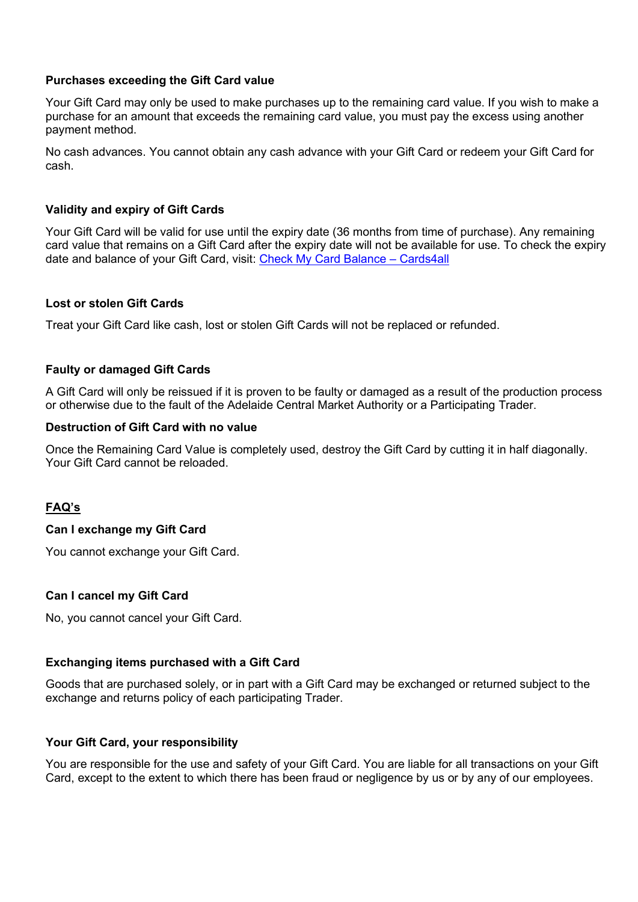**Purchases exceeding the Gift Card value**

Your Gift Card may only be used to make purchases up to the remaining card value. If you wish to make a purchase for an amount that exceeds the remaining card value, you must pay the excess using another payment method.

No cash advances. You cannot obtain any cash advance with your Gift Card or redeem your Gift Card for cash.

**Validity and expiry of Gift Cards**

Your Gift Card will be valid for use until the expiry date (36 months from time of purchase). Any remaining card value that remains on a Gift Card after the expiry date will not be available for use. To check the expiry date and balance of your Gift Card, visit: [Check My Card Balance – Cards4all]

**Lost or stolen Gift Cards**

Treat your Gift Card like cash, lost or stolen Gift Cards will not be replaced or refunded.

**Faulty or damaged Gift Cards**

A Gift Card will only be reissued if it is proven to be faulty or damaged as a result of the production process or otherwise due to the fault of the Adelaide Central Market Authority or a Participating Trader.

**Destruction of Gift Card with no value**

Once the Remaining Card Value is completely used, destroy the Gift Card by cutting it in half diagonally. Your Gift Card cannot be reloaded.

**FAQ's**

**Can I exchange my Gift Card**

You cannot exchange your Gift Card.

**Can I cancel my Gift Card**

No, you cannot cancel your Gift Card.

**Exchanging items purchased with a Gift Card**

Goods that are purchased solely, or in part with a Gift Card may be exchanged or returned subject to the exchange and returns policy of each participating Trader.

**Your Gift Card, your responsibility**

You are responsible for the use and safety of your Gift Card. You are liable for all transactions on your Gift Card, except to the extent to which there has been fraud or negligence by us or by any of our employees.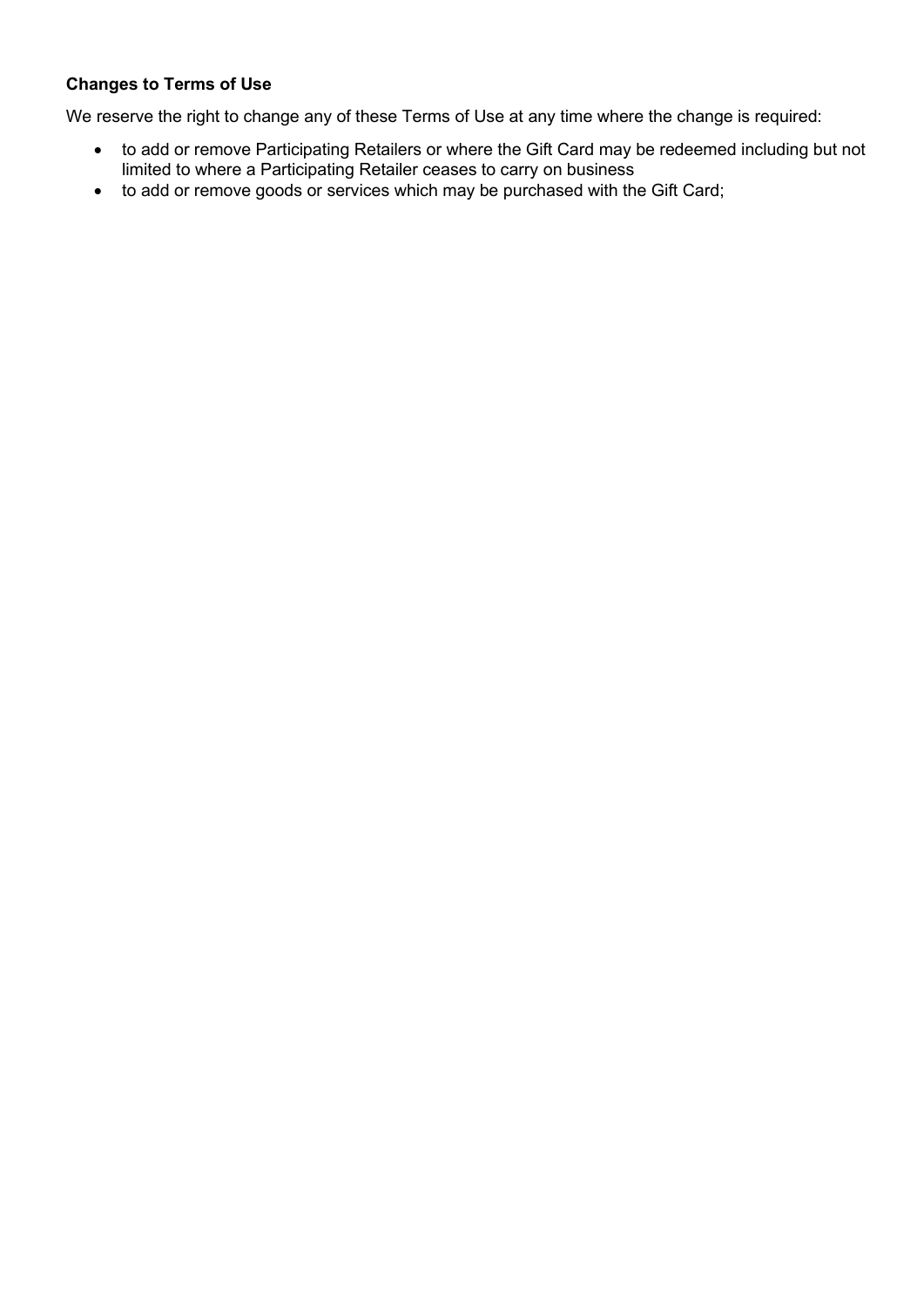**Changes to Terms of Use**

We reserve the right to change any of these Terms of Use at any time where the change is required:

- to add or remove Participating Retailers or where the Gift Card may be redeemed including but not limited to where a Participating Retailer ceases to carry on business
- to add or remove goods or services which may be purchased with the Gift Card;